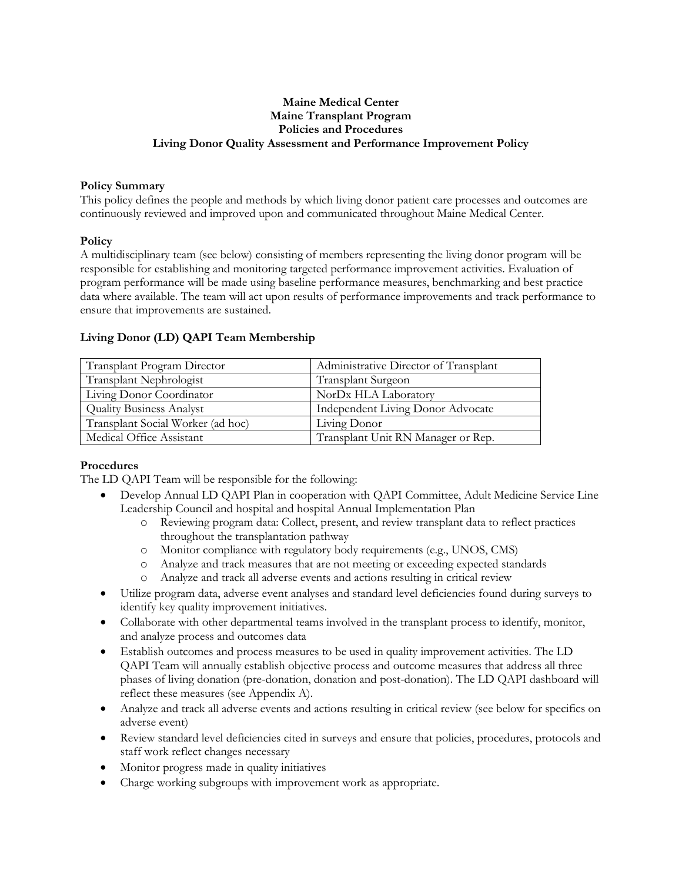# Maine Medical Center
# Maine Transplant Program
# Policies and Procedures
# Living Donor Quality Assessment and Performance Improvement Policy

**Policy Summary**

This policy defines the people and methods by which living donor patient care processes and outcomes are continuously reviewed and improved upon and communicated throughout Maine Medical Center.

**Policy**

A multidisciplinary team (see below) consisting of members representing the living donor program will be responsible for establishing and monitoring targeted performance improvement activities. Evaluation of program performance will be made using baseline performance measures, benchmarking and best practice data where available. The team will act upon results of performance improvements and track performance to ensure that improvements are sustained.

**Living Donor (LD) QAPI Team Membership**

| | |
|---|---|
| Transplant Program Director | Administrative Director of Transplant |
| Transplant Nephrologist | Transplant Surgeon |
| Living Donor Coordinator | NorDx HLA Laboratory |
| Quality Business Analyst | Independent Living Donor Advocate |
| Transplant Social Worker (ad hoc) | Living Donor |
| Medical Office Assistant | Transplant Unit RN Manager or Rep. |

**Procedures**

The LD QAPI Team will be responsible for the following:

- Develop Annual LD QAPI Plan in cooperation with QAPI Committee, Adult Medicine Service Line Leadership Council and hospital and hospital Annual Implementation Plan
  - Reviewing program data: Collect, present, and review transplant data to reflect practices throughout the transplantation pathway
  - Monitor compliance with regulatory body requirements (e.g., UNOS, CMS)
  - Analyze and track measures that are not meeting or exceeding expected standards
  - Analyze and track all adverse events and actions resulting in critical review
- Utilize program data, adverse event analyses and standard level deficiencies found during surveys to identify key quality improvement initiatives.
- Collaborate with other departmental teams involved in the transplant process to identify, monitor, and analyze process and outcomes data
- Establish outcomes and process measures to be used in quality improvement activities. The LD QAPI Team will annually establish objective process and outcome measures that address all three phases of living donation (pre-donation, donation and post-donation). The LD QAPI dashboard will reflect these measures (see Appendix A).
- Analyze and track all adverse events and actions resulting in critical review (see below for specifics on adverse event)
- Review standard level deficiencies cited in surveys and ensure that policies, procedures, protocols and staff work reflect changes necessary
- Monitor progress made in quality initiatives
- Charge working subgroups with improvement work as appropriate.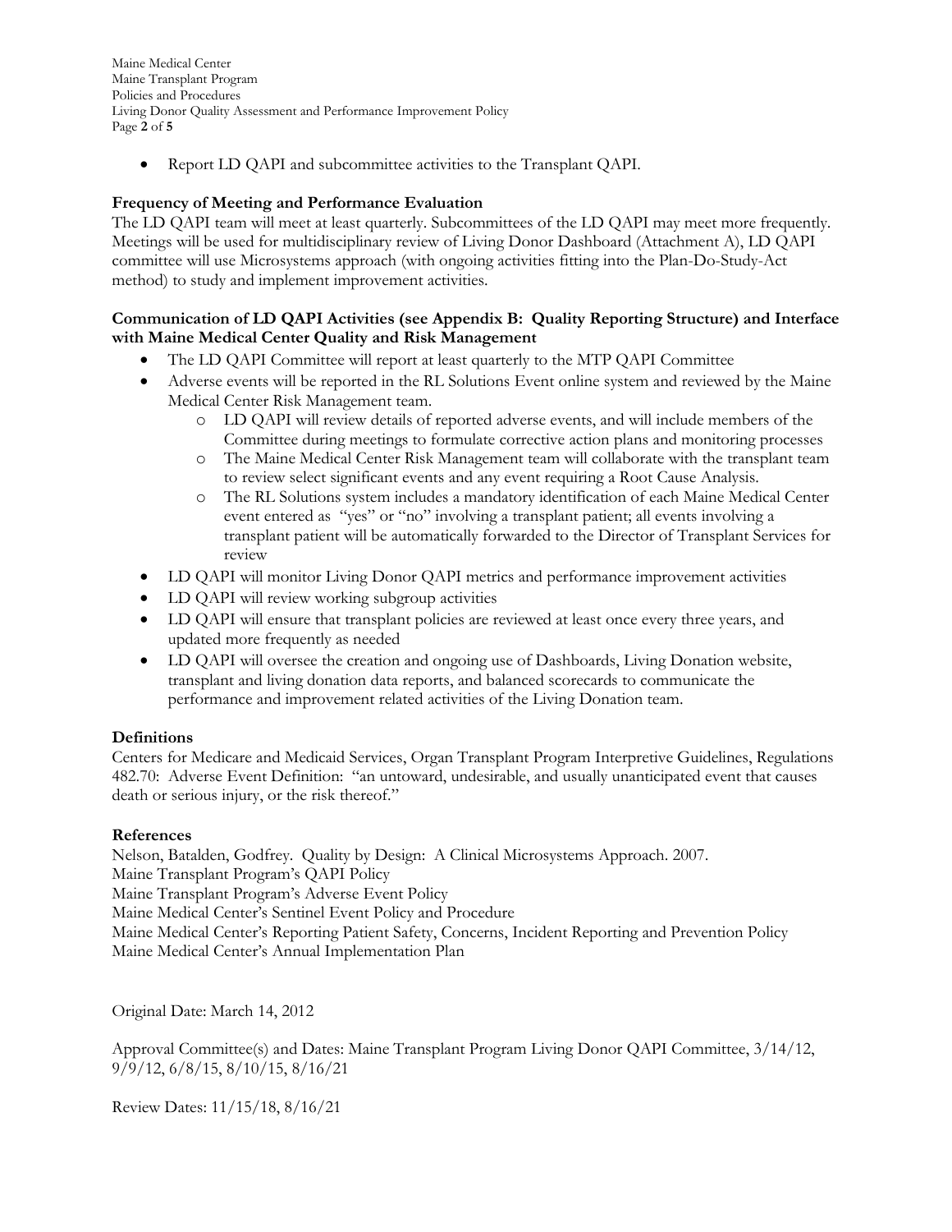- Report LD QAPI and subcommittee activities to the Transplant QAPI.

**Frequency of Meeting and Performance Evaluation**

The LD QAPI team will meet at least quarterly. Subcommittees of the LD QAPI may meet more frequently. Meetings will be used for multidisciplinary review of Living Donor Dashboard (Attachment A), LD QAPI committee will use Microsystems approach (with ongoing activities fitting into the Plan-Do-Study-Act method) to study and implement improvement activities.

**Communication of LD QAPI Activities (see Appendix B: Quality Reporting Structure) and Interface with Maine Medical Center Quality and Risk Management**

- The LD QAPI Committee will report at least quarterly to the MTP QAPI Committee
- Adverse events will be reported in the RL Solutions Event online system and reviewed by the Maine Medical Center Risk Management team.
  - LD QAPI will review details of reported adverse events, and will include members of the Committee during meetings to formulate corrective action plans and monitoring processes
  - The Maine Medical Center Risk Management team will collaborate with the transplant team to review select significant events and any event requiring a Root Cause Analysis.
  - The RL Solutions system includes a mandatory identification of each Maine Medical Center event entered as "yes" or "no" involving a transplant patient; all events involving a transplant patient will be automatically forwarded to the Director of Transplant Services for review
- LD QAPI will monitor Living Donor QAPI metrics and performance improvement activities
- LD QAPI will review working subgroup activities
- LD QAPI will ensure that transplant policies are reviewed at least once every three years, and updated more frequently as needed
- LD QAPI will oversee the creation and ongoing use of Dashboards, Living Donation website, transplant and living donation data reports, and balanced scorecards to communicate the performance and improvement related activities of the Living Donation team.

**Definitions**

Centers for Medicare and Medicaid Services, Organ Transplant Program Interpretive Guidelines, Regulations 482.70: Adverse Event Definition: "an untoward, undesirable, and usually unanticipated event that causes death or serious injury, or the risk thereof."

**References**

Nelson, Batalden, Godfrey. Quality by Design: A Clinical Microsystems Approach. 2007.
Maine Transplant Program's QAPI Policy
Maine Transplant Program's Adverse Event Policy
Maine Medical Center's Sentinel Event Policy and Procedure
Maine Medical Center's Reporting Patient Safety, Concerns, Incident Reporting and Prevention Policy
Maine Medical Center's Annual Implementation Plan

Original Date: March 14, 2012

Approval Committee(s) and Dates: Maine Transplant Program Living Donor QAPI Committee, 3/14/12, 9/9/12, 6/8/15, 8/10/15, 8/16/21

Review Dates: 11/15/18, 8/16/21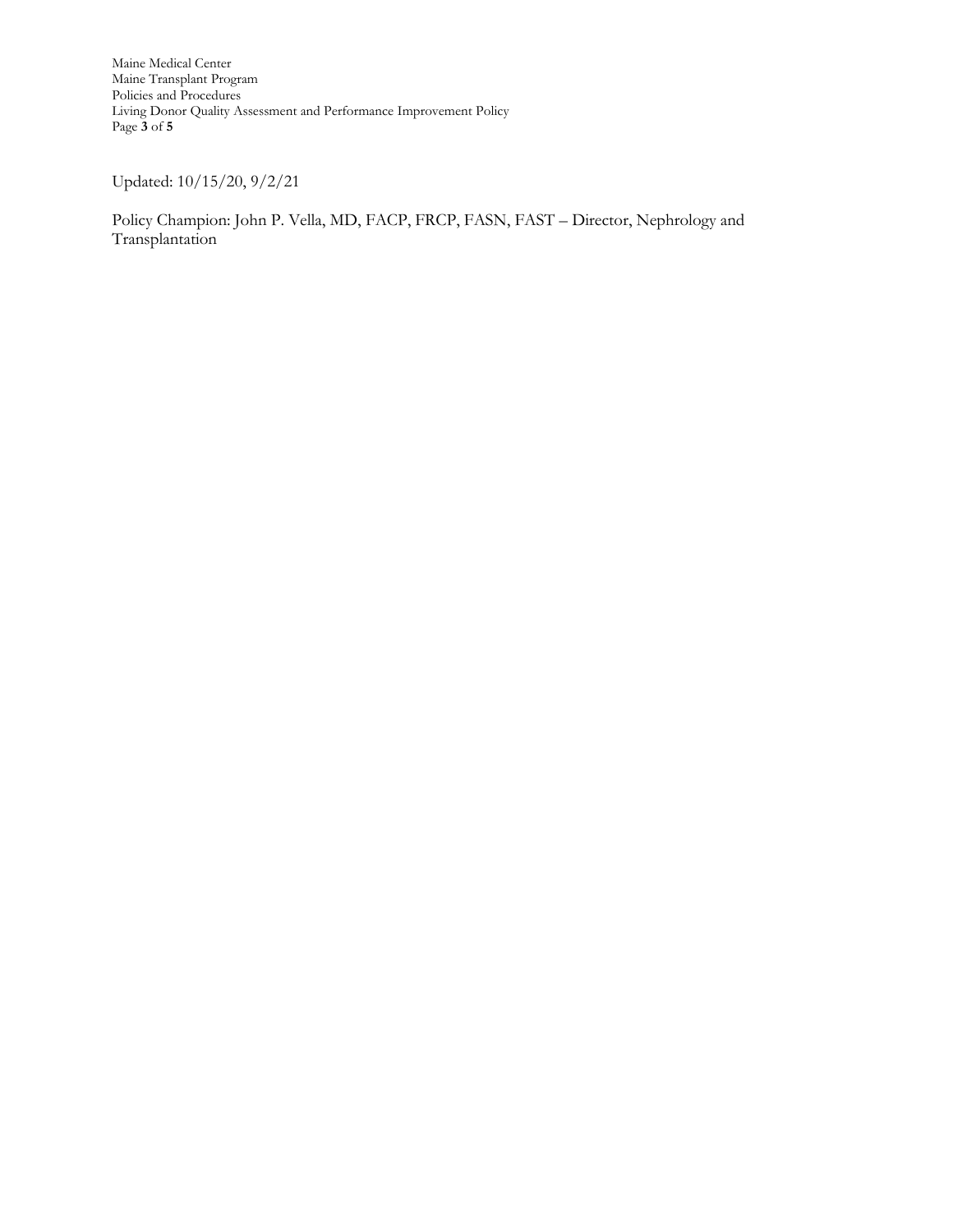Updated: 10/15/20, 9/2/21

Policy Champion: John P. Vella, MD, FACP, FRCP, FASN, FAST – Director, Nephrology and Transplantation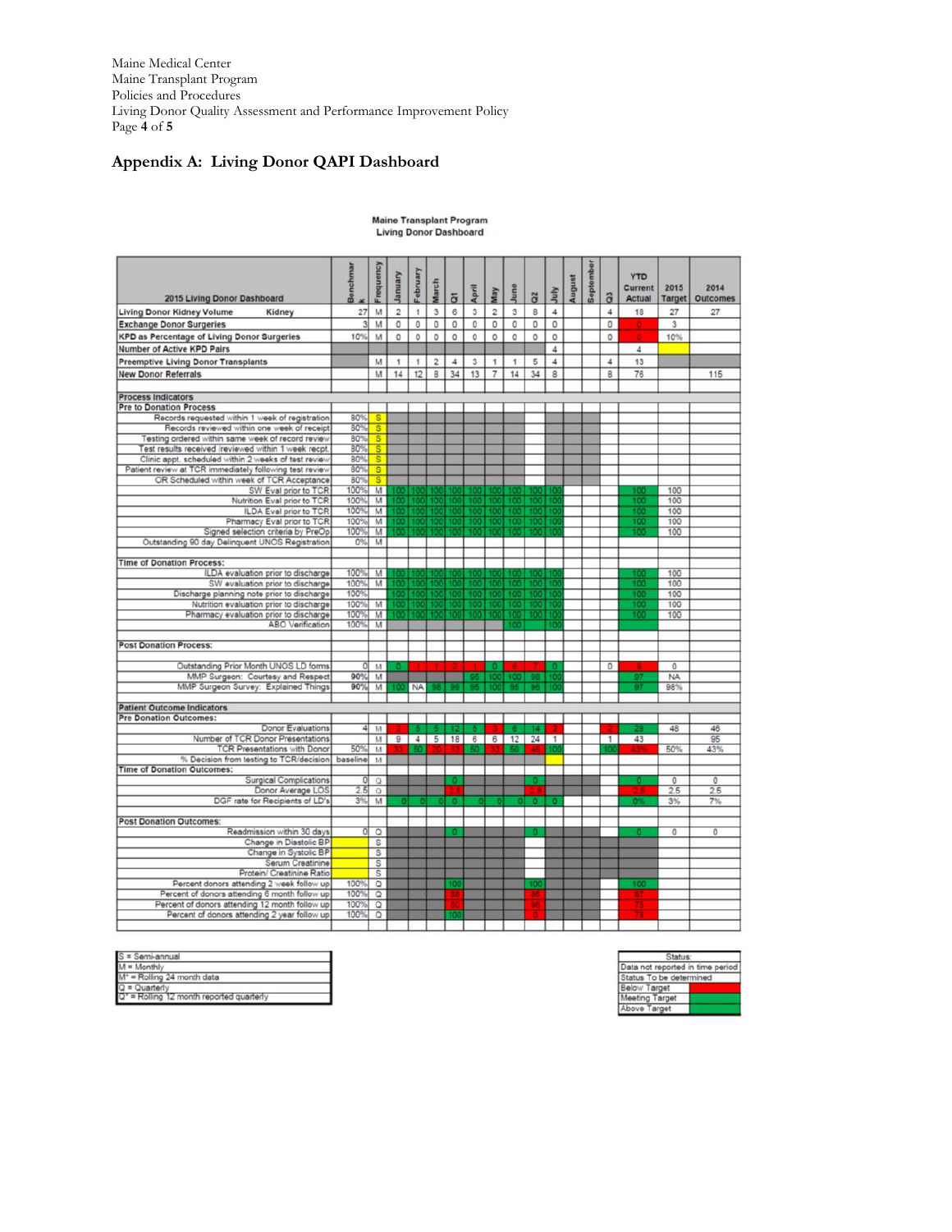## Appendix A: Living Donor QAPI Dashboard

**Maine Transplant Program**
**Living Donor Dashboard**

| 2015 Living Donor Dashboard | Benchmark | Frequency | January | February | March | Q1 | April | May | June | Q2 | July | August | September | Q3 | YTD Current Actual | 2015 Target | 2014 Outcomes |
|---|---|---|---|---|---|---|---|---|---|---|---|---|---|---|---|---|---|
| **Living Donor Kidney Volume** Kidney | 27 | M | 2 | 1 | 3 | 6 | 3 | 2 | 3 | 8 | 4 | | | 4 | 18 | 27 | 27 |
| **Exchange Donor Surgeries** | 3 | M | 0 | 0 | 0 | 0 | 0 | 0 | 0 | 0 | 0 | | | 0 | 0 | 3 | |
| **KPD as Percentage of Living Donor Surgeries** | 10% | M | 0 | 0 | 0 | 0 | 0 | 0 | 0 | 0 | 0 | | | 0 | 0 | 10% | |
| **Number of Active KPD Pairs** | | | | | | | | | | | 4 | | | | 4 | | |
| **Preemptive Living Donor Transplants** | | M | 1 | 1 | 2 | 4 | 3 | 1 | 1 | 5 | 4 | | | 4 | 13 | | |
| **New Donor Referrals** | | M | 14 | 12 | 8 | 34 | 13 | 7 | 14 | 34 | 8 | | | 8 | 76 | | 115 |
| **Process Indicators** | | | | | | | | | | | | | | | | | |
| **Pre to Donation Process** | | | | | | | | | | | | | | | | | |
| Records requested within 1 week of registration | 80% | S | | | | | | | | | | | | | | | |
| Records reviewed within one week of receipt | 80% | S | | | | | | | | | | | | | | | |
| Testing ordered within same week of record review | 80% | S | | | | | | | | | | | | | | | |
| Test results received /reviewed within 1 week recpt. | 80% | S | | | | | | | | | | | | | | | |
| Clinic appt. scheduled within 2 weeks of test review | 80% | S | | | | | | | | | | | | | | | |
| Patient review at TCR immediately following test review | 80% | S | | | | | | | | | | | | | | | |
| OR Scheduled within week of TCR Acceptance | 80% | S | | | | | | | | | | | | | | | |
| SW Eval prior to TCR | 100% | M | 100 | 100 | 100 | 100 | 100 | 100 | 100 | 100 | 100 | | | | 100 | 100 | |
| Nutrition Eval prior to TCR | 100% | M | 100 | 100 | 100 | 100 | 100 | 100 | 100 | 100 | 100 | | | | 100 | 100 | |
| ILDA Eval prior to TCR | 100% | M | 100 | 100 | 100 | 100 | 100 | 100 | 100 | 100 | 100 | | | | 100 | 100 | |
| Pharmacy Eval prior to TCR | 100% | M | 100 | 100 | 100 | 100 | 100 | 100 | 100 | 100 | 100 | | | | 100 | 100 | |
| Signed selection criteria by PreOp | 100% | M | 100 | 100 | 100 | 100 | 100 | 100 | 100 | 100 | 100 | | | | 100 | 100 | |
| Outstanding 90 day Delinquent UNOS Registration | 0% | M | | | | | | | | | | | | | | | |
| **Time of Donation Process:** | | | | | | | | | | | | | | | | | |
| ILDA evaluation prior to discharge | 100% | M | 100 | 100 | 100 | 100 | 100 | 100 | 100 | 100 | 100 | | | | 100 | 100 | |
| SW evaluation prior to discharge | 100% | M | 100 | 100 | 100 | 100 | 100 | 100 | 100 | 100 | 100 | | | | 100 | 100 | |
| Discharge planning note prior to discharge | 100% | | 100 | 100 | 100 | 100 | 100 | 100 | 100 | 100 | 100 | | | | 100 | 100 | |
| Nutrition evaluation prior to discharge | 100% | M | 100 | 100 | 100 | 100 | 100 | 100 | 100 | 100 | 100 | | | | 100 | 100 | |
| Pharmacy evaluation prior to discharge | 100% | M | 100 | 100 | 100 | 100 | 100 | 100 | 100 | 100 | 100 | | | | 100 | 100 | |
| ABO Verification | 100% | M | | | | | | | 100 | | 100 | | | | | | |
| **Post Donation Process:** | | | | | | | | | | | | | | | | | |
| Outstanding Prior Month UNOS LD forms | 0 | M | 0 | 1 | 1 | 2 | 1 | 0 | 6 | 7 | 0 | | | 0 | 9 | 0 | |
| MMP Surgeon: Courtesy and Respect | 90% | M | | | | | 95 | 100 | 100 | 98 | 100 | | | | 97 | NA | |
| MMP Surgeon Survey: Explained Things | 90% | M | 100 | NA | 98 | 99 | 95 | 100 | 95 | 98 | 100 | | | | 97 | 98% | |
| **Patient Outcome Indicators** | | | | | | | | | | | | | | | | | |
| **Pre Donation Outcomes:** | | | | | | | | | | | | | | | | | |
| Donor Evaluations | 4 | M | 2 | 5 | 5 | 12 | 5 | 3 | 6 | 14 | 2 | | | 2 | 28 | 48 | 46 |
| Number of TCR Donor Presentations | | M | 9 | 4 | 5 | 18 | 6 | 6 | 12 | 24 | 1 | | | 1 | 43 | | 95 |
| TCR Presentations with Donor | 50% | M | 33 | 50 | 20 | 33 | 50 | 33 | 50 | 46 | 100 | | | 100 | 43% | 50% | 43% |
| % Decision from testing to TCR/decision | baseline | M | | | | | | | | | | | | | | | |
| **Time of Donation Outcomes:** | | | | | | | | | | | | | | | | | |
| Surgical Complications | 0 | Q | | | | 0 | | | | 0 | | | | | 0 | 0 | 0 |
| Donor Average LOS | 2.5 | Q | | | | 2.8 | | | | 2.5 | | | | | 2.8 | 2.5 | 2.5 |
| DGF rate for Recipients of LD's | 3% | M | 0 | 0 | 0 | 0 | 0 | 0 | 0 | 0 | 0 | | | | 0% | 3% | 7% |
| **Post Donation Outcomes:** | | | | | | | | | | | | | | | | | |
| Readmission within 30 days | 0 | Q | | | | 0 | | | | 0 | | | | | 0 | 0 | 0 |
| Change in Diastolic BP | | S | | | | | | | | | | | | | | | |
| Change in Systolic BP | | S | | | | | | | | | | | | | | | |
| Serum Creatinine | | S | | | | | | | | | | | | | | | |
| Protein/ Creatinine Ratio | | S | | | | | | | | | | | | | | | |
| Percent donors attending 2 week follow up | 100% | Q | | | | 100 | | | | 100 | | | | | 100 | | |
| Percent of donors attending 6 month follow up | 100% | Q | | | | 88 | | | | 86 | | | | | 87 | | |
| Percent of donors attending 12 month follow up | 100% | Q | | | | 60 | | | | 86 | | | | | 75 | | |
| Percent of donors attending 2 year follow up | 100% | Q | | | | 100 | | | | 0 | | | | | 78 | | |

| Frequency Key |
|---|
| S = Semi-annual |
| M = Monthly |
| M* = Rolling 24 month data |
| Q = Quarterly |
| Q* = Rolling 12 month reported quarterly |

| Status: |
|---|
| Data not reported in time period |
| Status To be determined |
| Below Target |
| Meeting Target |
| Above Target |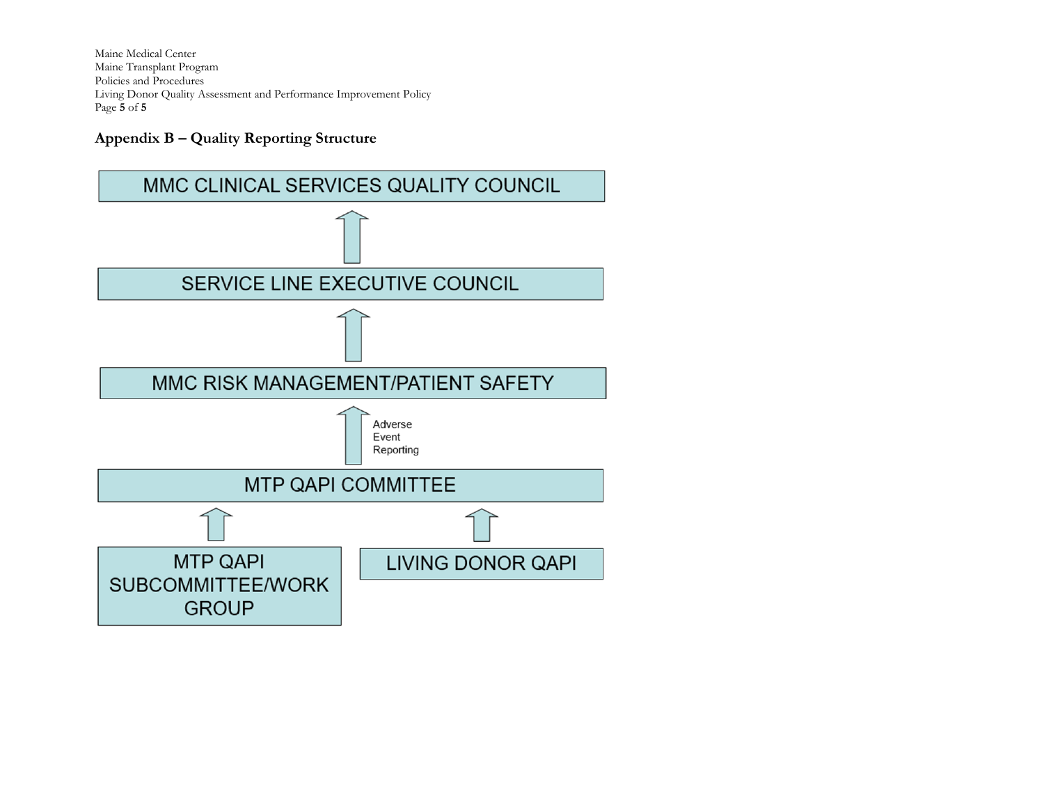## Appendix B – Quality Reporting Structure

MMC CLINICAL SERVICES QUALITY COUNCIL

SERVICE LINE EXECUTIVE COUNCIL

MMC RISK MANAGEMENT/PATIENT SAFETY

Adverse Event Reporting

MTP QAPI COMMITTEE

MTP QAPI SUBCOMMITTEE/WORK GROUP

LIVING DONOR QAPI